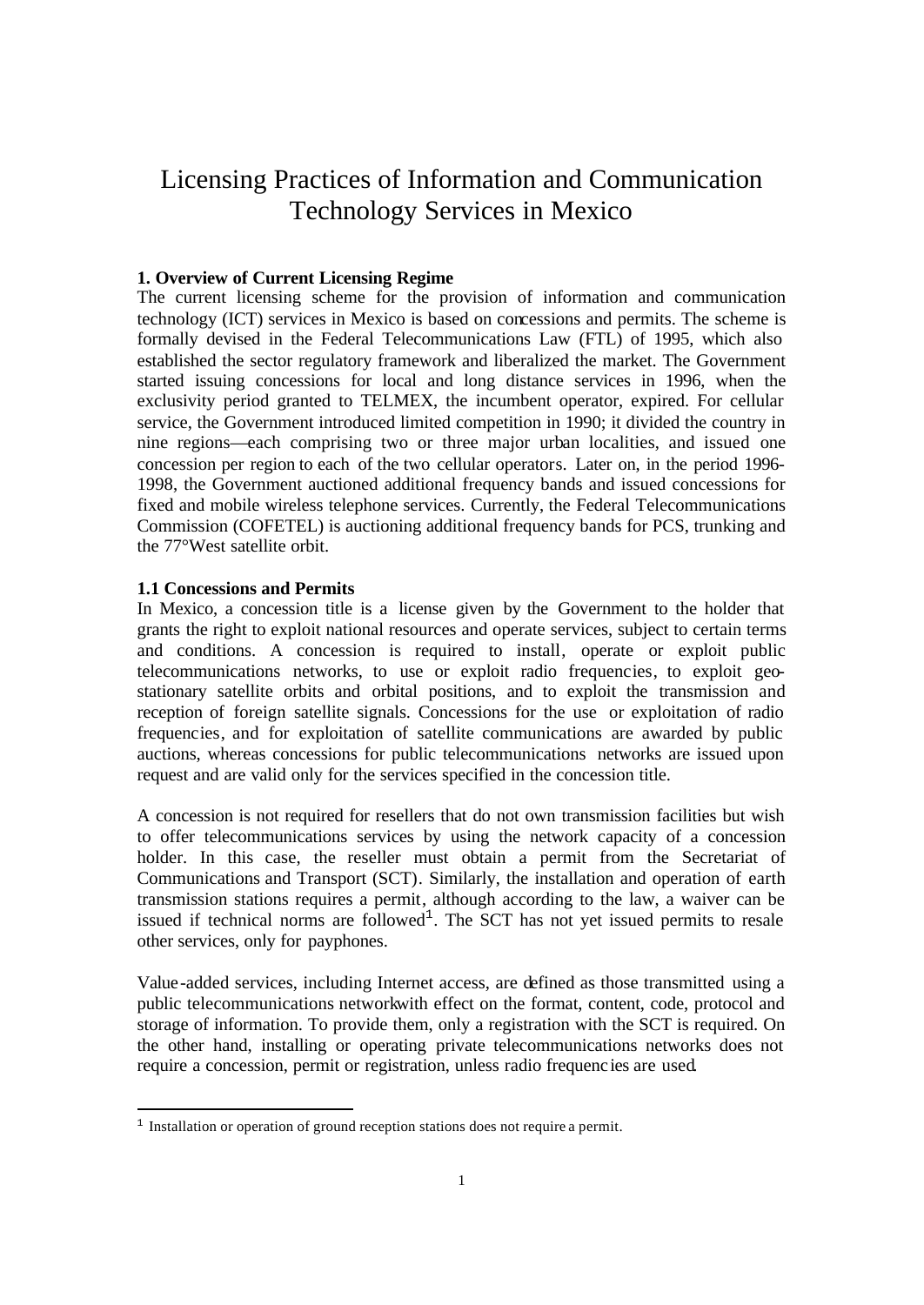# Licensing Practices of Information and Communication Technology Services in Mexico

## 1. Overview of Current Licensing Regime

The current licensing scheme for the provision of information and communication technology (ICT) services in Mexico is based on concessions and permits. The scheme is formally devised in the Federal Telecommunications Law (FTL) of 1995, which also established the sector regulatory framework and liberalized the market. The Government started issuing concessions for local and long distance services in 1996, when the exclusivity period granted to TELMEX, the incumbent operator, expired. For cellular service, the Government introduced limited competition in 1990; it divided the country in nine regions—each comprising two or three major urban localities, and issued one concession per region to each of the two cellular operators. Later on, in the period 1996-1998, the Government auctioned additional frequency bands and issued concessions for fixed and mobile wireless telephone services. Currently, the Federal Telecommunications Commission (COFETEL) is auctioning additional frequency bands for PCS, trunking and the 77°West satellite orbit.

### 1.1 Concessions and Permits

In Mexico, a concession title is a license given by the Government to the holder that grants the right to exploit national resources and operate services, subject to certain terms and conditions. A concession is required to install, operate or exploit public telecommunications networks, to use or exploit radio frequencies, to exploit geostationary satellite orbits and orbital positions, and to exploit the transmission and reception of foreign satellite signals. Concessions for the use or exploitation of radio frequencies, and for exploitation of satellite communications are awarded by public auctions, whereas concessions for public telecommunications networks are issued upon request and are valid only for the services specified in the concession title.

A concession is not required for resellers that do not own transmission facilities but wish to offer telecommunications services by using the network capacity of a concession holder. In this case, the reseller must obtain a permit from the Secretariat of Communications and Transport (SCT). Similarly, the installation and operation of earth transmission stations requires a permit, although according to the law, a waiver can be issued if technical norms are followed[1]. The SCT has not yet issued permits to resale other services, only for payphones.

Value-added services, including Internet access, are defined as those transmitted using a public telecommunications network with effect on the format, content, code, protocol and storage of information. To provide them, only a registration with the SCT is required. On the other hand, installing or operating private telecommunications networks does not require a concession, permit or registration, unless radio frequencies are used.

[1] Installation or operation of ground reception stations does not require a permit.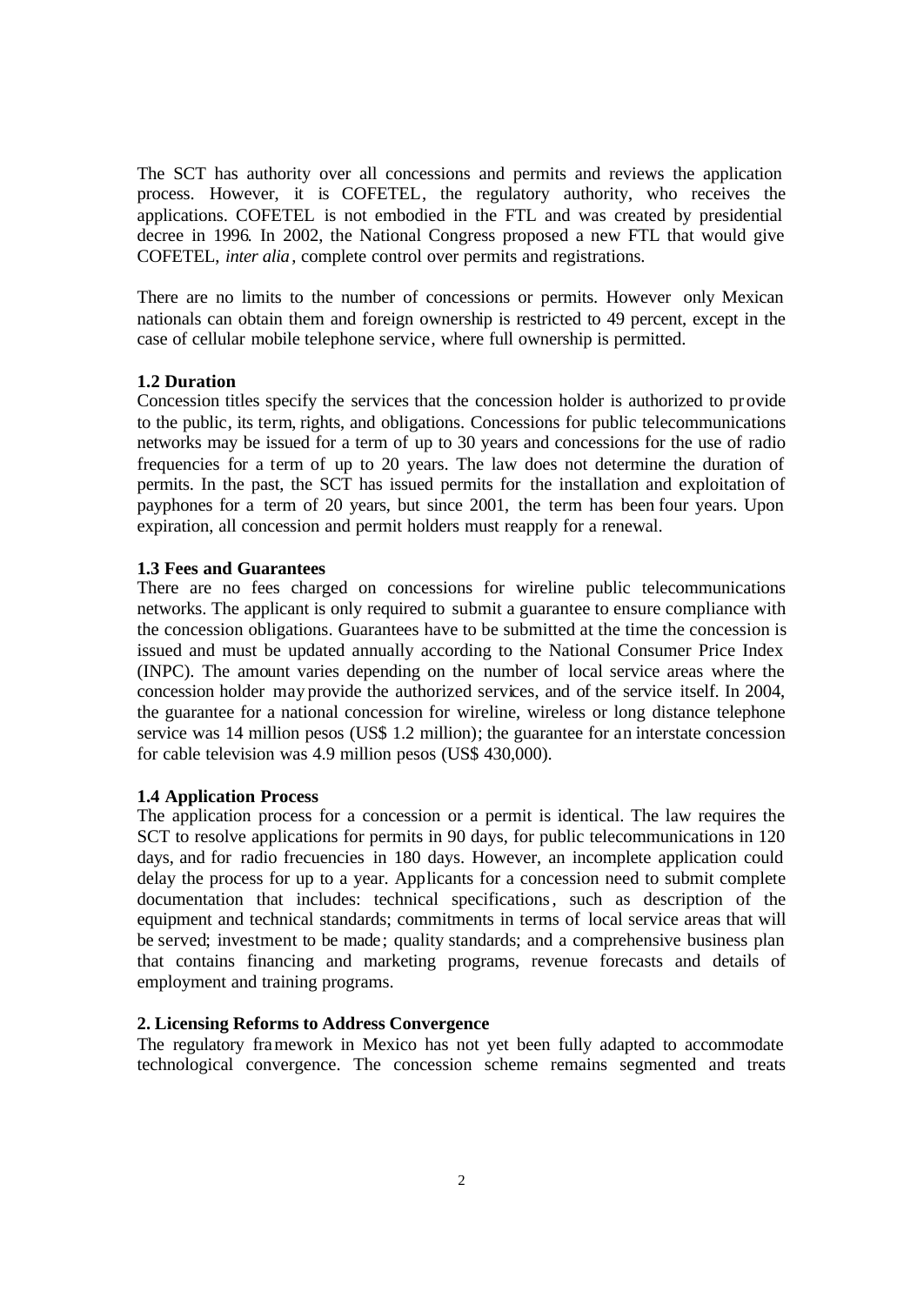The SCT has authority over all concessions and permits and reviews the application process. However, it is COFETEL, the regulatory authority, who receives the applications. COFETEL is not embodied in the FTL and was created by presidential decree in 1996. In 2002, the National Congress proposed a new FTL that would give COFETEL, *inter alia*, complete control over permits and registrations.

There are no limits to the number of concessions or permits. However only Mexican nationals can obtain them and foreign ownership is restricted to 49 percent, except in the case of cellular mobile telephone service, where full ownership is permitted.

**1.2 Duration**

Concession titles specify the services that the concession holder is authorized to provide to the public, its term, rights, and obligations. Concessions for public telecommunications networks may be issued for a term of up to 30 years and concessions for the use of radio frequencies for a term of up to 20 years. The law does not determine the duration of permits. In the past, the SCT has issued permits for the installation and exploitation of payphones for a term of 20 years, but since 2001, the term has been four years. Upon expiration, all concession and permit holders must reapply for a renewal.

**1.3 Fees and Guarantees**

There are no fees charged on concessions for wireline public telecommunications networks. The applicant is only required to submit a guarantee to ensure compliance with the concession obligations. Guarantees have to be submitted at the time the concession is issued and must be updated annually according to the National Consumer Price Index (INPC). The amount varies depending on the number of local service areas where the concession holder may provide the authorized services, and of the service itself. In 2004, the guarantee for a national concession for wireline, wireless or long distance telephone service was 14 million pesos (US$ 1.2 million); the guarantee for an interstate concession for cable television was 4.9 million pesos (US$ 430,000).

**1.4 Application Process**

The application process for a concession or a permit is identical. The law requires the SCT to resolve applications for permits in 90 days, for public telecommunications in 120 days, and for radio frecuencies in 180 days. However, an incomplete application could delay the process for up to a year. Applicants for a concession need to submit complete documentation that includes: technical specifications, such as description of the equipment and technical standards; commitments in terms of local service areas that will be served; investment to be made; quality standards; and a comprehensive business plan that contains financing and marketing programs, revenue forecasts and details of employment and training programs.

**2. Licensing Reforms to Address Convergence**

The regulatory framework in Mexico has not yet been fully adapted to accommodate technological convergence. The concession scheme remains segmented and treats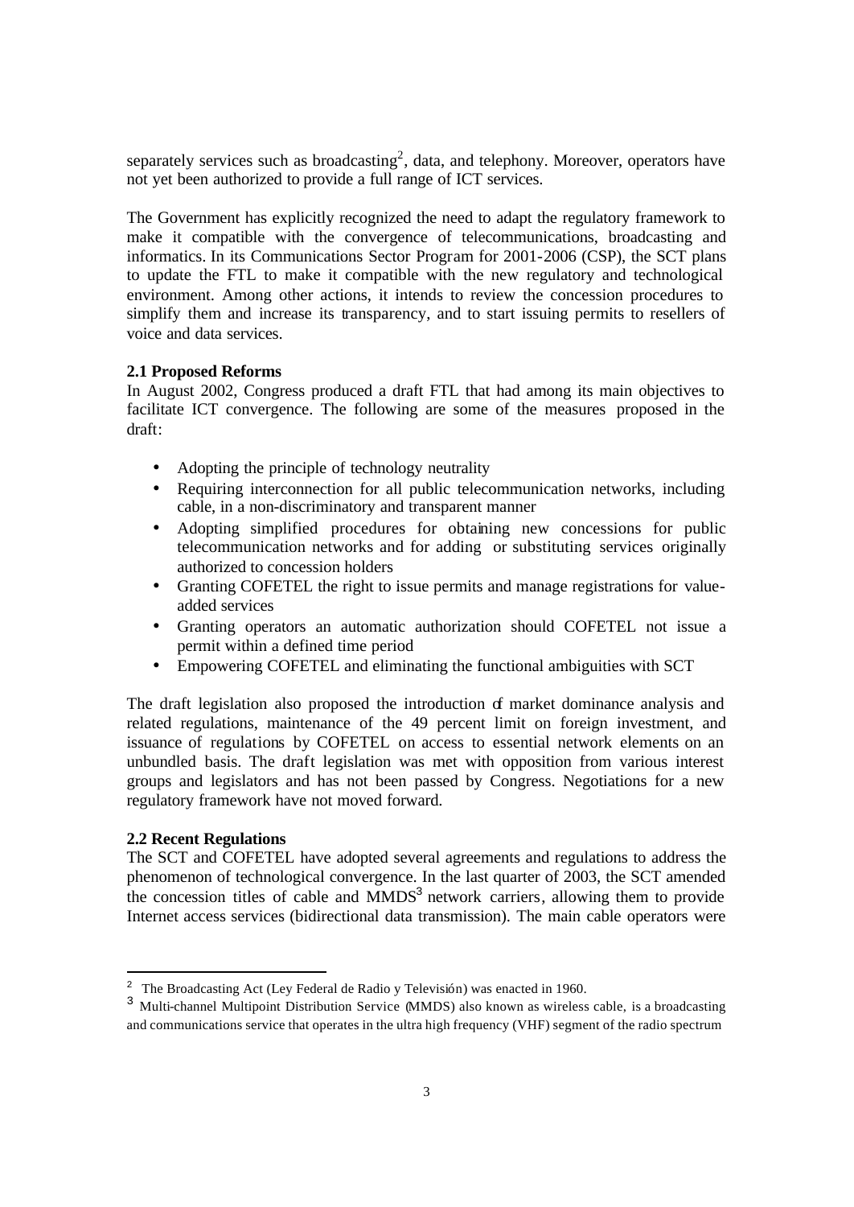separately services such as broadcasting[2], data, and telephony. Moreover, operators have not yet been authorized to provide a full range of ICT services.

The Government has explicitly recognized the need to adapt the regulatory framework to make it compatible with the convergence of telecommunications, broadcasting and informatics. In its Communications Sector Program for 2001-2006 (CSP), the SCT plans to update the FTL to make it compatible with the new regulatory and technological environment. Among other actions, it intends to review the concession procedures to simplify them and increase its transparency, and to start issuing permits to resellers of voice and data services.

**2.1 Proposed Reforms**

In August 2002, Congress produced a draft FTL that had among its main objectives to facilitate ICT convergence. The following are some of the measures proposed in the draft:

- Adopting the principle of technology neutrality
- Requiring interconnection for all public telecommunication networks, including cable, in a non-discriminatory and transparent manner
- Adopting simplified procedures for obtaining new concessions for public telecommunication networks and for adding or substituting services originally authorized to concession holders
- Granting COFETEL the right to issue permits and manage registrations for value-added services
- Granting operators an automatic authorization should COFETEL not issue a permit within a defined time period
- Empowering COFETEL and eliminating the functional ambiguities with SCT

The draft legislation also proposed the introduction of market dominance analysis and related regulations, maintenance of the 49 percent limit on foreign investment, and issuance of regulations by COFETEL on access to essential network elements on an unbundled basis. The draft legislation was met with opposition from various interest groups and legislators and has not been passed by Congress. Negotiations for a new regulatory framework have not moved forward.

**2.2 Recent Regulations**

The SCT and COFETEL have adopted several agreements and regulations to address the phenomenon of technological convergence. In the last quarter of 2003, the SCT amended the concession titles of cable and MMDS[3] network carriers, allowing them to provide Internet access services (bidirectional data transmission). The main cable operators were

---

[2] The Broadcasting Act (Ley Federal de Radio y Televisión) was enacted in 1960.

[3] Multi-channel Multipoint Distribution Service (MMDS) also known as wireless cable, is a broadcasting and communications service that operates in the ultra high frequency (VHF) segment of the radio spectrum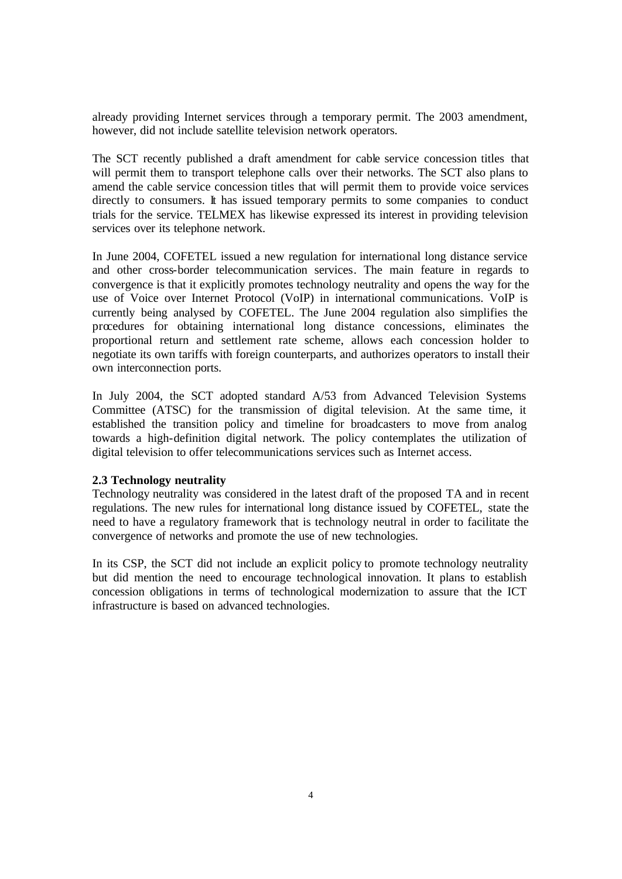already providing Internet services through a temporary permit. The 2003 amendment, however, did not include satellite television network operators.

The SCT recently published a draft amendment for cable service concession titles that will permit them to transport telephone calls over their networks. The SCT also plans to amend the cable service concession titles that will permit them to provide voice services directly to consumers. It has issued temporary permits to some companies to conduct trials for the service. TELMEX has likewise expressed its interest in providing television services over its telephone network.

In June 2004, COFETEL issued a new regulation for international long distance service and other cross-border telecommunication services. The main feature in regards to convergence is that it explicitly promotes technology neutrality and opens the way for the use of Voice over Internet Protocol (VoIP) in international communications. VoIP is currently being analysed by COFETEL. The June 2004 regulation also simplifies the procedures for obtaining international long distance concessions, eliminates the proportional return and settlement rate scheme, allows each concession holder to negotiate its own tariffs with foreign counterparts, and authorizes operators to install their own interconnection ports.

In July 2004, the SCT adopted standard A/53 from Advanced Television Systems Committee (ATSC) for the transmission of digital television. At the same time, it established the transition policy and timeline for broadcasters to move from analog towards a high-definition digital network. The policy contemplates the utilization of digital television to offer telecommunications services such as Internet access.

### 2.3 Technology neutrality

Technology neutrality was considered in the latest draft of the proposed TA and in recent regulations. The new rules for international long distance issued by COFETEL, state the need to have a regulatory framework that is technology neutral in order to facilitate the convergence of networks and promote the use of new technologies.

In its CSP, the SCT did not include an explicit policy to promote technology neutrality but did mention the need to encourage technological innovation. It plans to establish concession obligations in terms of technological modernization to assure that the ICT infrastructure is based on advanced technologies.